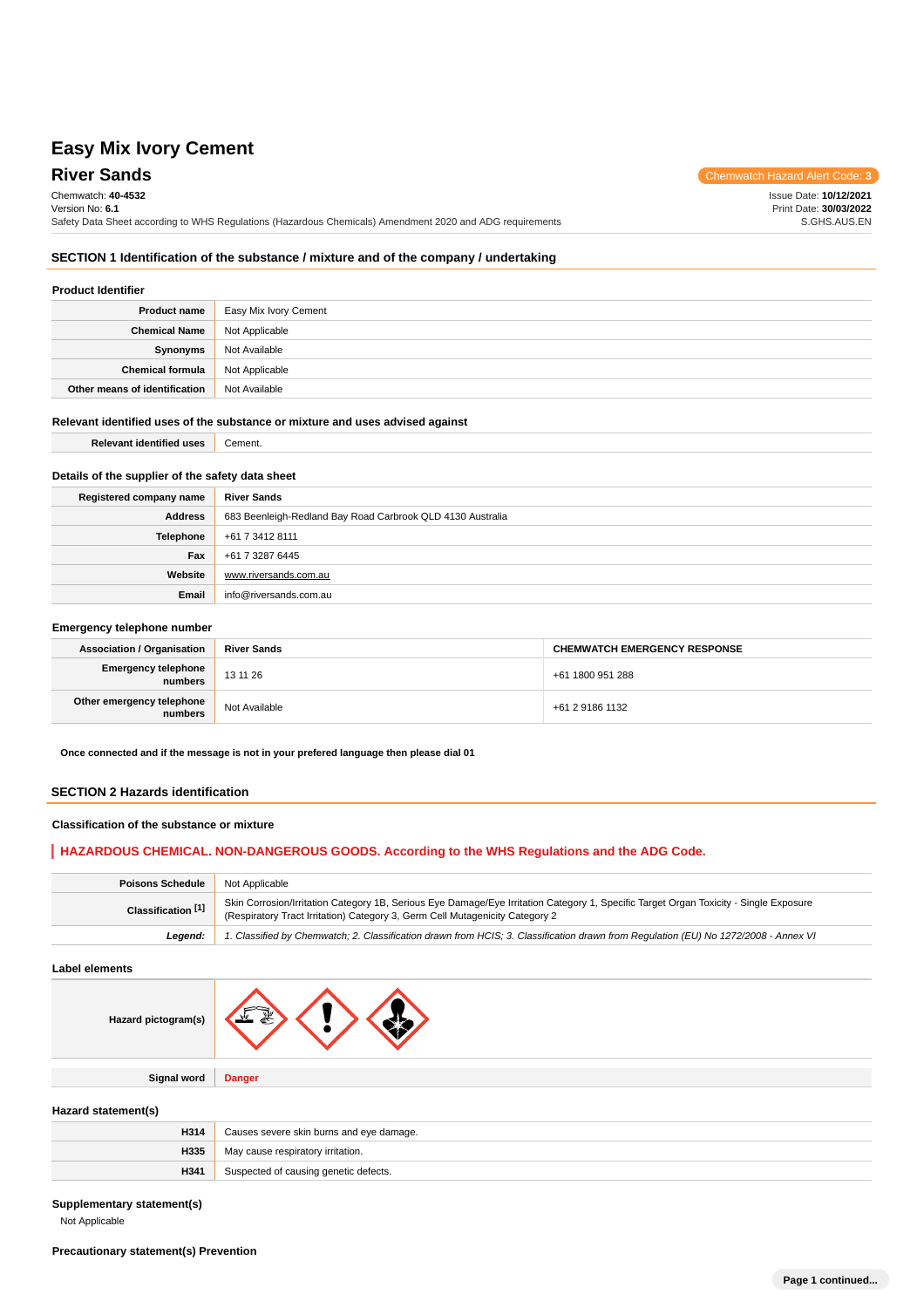# Easy Mix Ivory Cement

## River Sands

Chemwatch Hazard Alert Code: **3**

Chemwatch: **40-4532**
Version No: **6.1**
Safety Data Sheet according to WHS Regulations (Hazardous Chemicals) Amendment 2020 and ADG requirements

Issue Date: **10/12/2021**
Print Date: **30/03/2022**
S.GHS.AUS.EN

## SECTION 1 Identification of the substance / mixture and of the company / undertaking

### Product Identifier

| | |
|---|---|
| **Product name** | Easy Mix Ivory Cement |
| **Chemical Name** | Not Applicable |
| **Synonyms** | Not Available |
| **Chemical formula** | Not Applicable |
| **Other means of identification** | Not Available |

### Relevant identified uses of the substance or mixture and uses advised against

| | |
|---|---|
| **Relevant identified uses** | Cement. |

### Details of the supplier of the safety data sheet

| | |
|---|---|
| **Registered company name** | **River Sands** |
| **Address** | 683 Beenleigh-Redland Bay Road Carbrook QLD 4130 Australia |
| **Telephone** | +61 7 3412 8111 |
| **Fax** | +61 7 3287 6445 |
| **Website** | www.riversands.com.au |
| **Email** | info@riversands.com.au |

### Emergency telephone number

| **Association / Organisation** | **River Sands** | **CHEMWATCH EMERGENCY RESPONSE** |
|---|---|---|
| **Emergency telephone numbers** | 13 11 26 | +61 1800 951 288 |
| **Other emergency telephone numbers** | Not Available | +61 2 9186 1132 |

**Once connected and if the message is not in your prefered language then please dial 01**

## SECTION 2 Hazards identification

### Classification of the substance or mixture

**HAZARDOUS CHEMICAL. NON-DANGEROUS GOODS. According to the WHS Regulations and the ADG Code.**

| | |
|---|---|
| **Poisons Schedule** | Not Applicable |
| **Classification [1]** | Skin Corrosion/Irritation Category 1B, Serious Eye Damage/Eye Irritation Category 1, Specific Target Organ Toxicity - Single Exposure (Respiratory Tract Irritation) Category 3, Germ Cell Mutagenicity Category 2 |
| ***Legend:*** | *1. Classified by Chemwatch; 2. Classification drawn from HCIS; 3. Classification drawn from Regulation (EU) No 1272/2008 - Annex VI* |

### Label elements

| | |
|---|---|
| **Hazard pictogram(s)** | |
| **Signal word** | **Danger** |

### Hazard statement(s)

| | |
|---|---|
| **H314** | Causes severe skin burns and eye damage. |
| **H335** | May cause respiratory irritation. |
| **H341** | Suspected of causing genetic defects. |

### Supplementary statement(s)

Not Applicable

### Precautionary statement(s) Prevention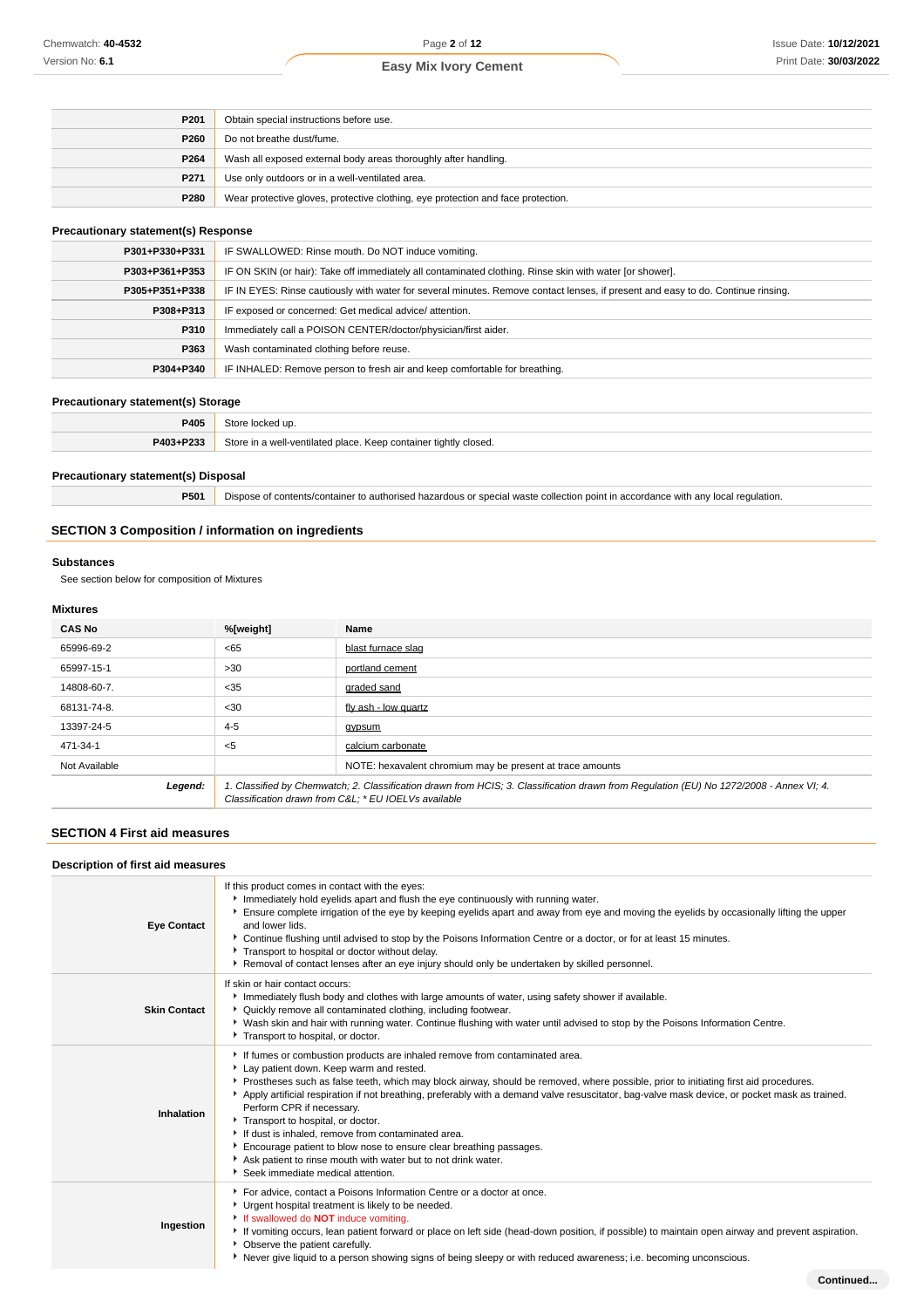| | |
|---|---|
| **P201** | Obtain special instructions before use. |
| **P260** | Do not breathe dust/fume. |
| **P264** | Wash all exposed external body areas thoroughly after handling. |
| **P271** | Use only outdoors or in a well-ventilated area. |
| **P280** | Wear protective gloves, protective clothing, eye protection and face protection. |

### Precautionary statement(s) Response

| | |
|---|---|
| **P301+P330+P331** | IF SWALLOWED: Rinse mouth. Do NOT induce vomiting. |
| **P303+P361+P353** | IF ON SKIN (or hair): Take off immediately all contaminated clothing. Rinse skin with water [or shower]. |
| **P305+P351+P338** | IF IN EYES: Rinse cautiously with water for several minutes. Remove contact lenses, if present and easy to do. Continue rinsing. |
| **P308+P313** | IF exposed or concerned: Get medical advice/ attention. |
| **P310** | Immediately call a POISON CENTER/doctor/physician/first aider. |
| **P363** | Wash contaminated clothing before reuse. |
| **P304+P340** | IF INHALED: Remove person to fresh air and keep comfortable for breathing. |

### Precautionary statement(s) Storage

| | |
|---|---|
| **P405** | Store locked up. |
| **P403+P233** | Store in a well-ventilated place. Keep container tightly closed. |

### Precautionary statement(s) Disposal

| | |
|---|---|
| **P501** | Dispose of contents/container to authorised hazardous or special waste collection point in accordance with any local regulation. |

## SECTION 3 Composition / information on ingredients

### Substances

See section below for composition of Mixtures

### Mixtures

| CAS No | %[weight] | Name |
|---|---|---|
| 65996-69-2 | <65 | blast furnace slag |
| 65997-15-1 | >30 | portland cement |
| 14808-60-7. | <35 | graded sand |
| 68131-74-8. | <30 | fly ash - low quartz |
| 13397-24-5 | 4-5 | gypsum |
| 471-34-1 | <5 | calcium carbonate |
| Not Available | | NOTE: hexavalent chromium may be present at trace amounts |
| ***Legend:*** | *1. Classified by Chemwatch; 2. Classification drawn from HCIS; 3. Classification drawn from Regulation (EU) No 1272/2008 - Annex VI; 4. Classification drawn from C&L; * EU IOELVs available* | |

## SECTION 4 First aid measures

### Description of first aid measures

| | |
|---|---|
| **Eye Contact** | If this product comes in contact with the eyes:<br>▸ Immediately hold eyelids apart and flush the eye continuously with running water.<br>▸ Ensure complete irrigation of the eye by keeping eyelids apart and away from eye and moving the eyelids by occasionally lifting the upper and lower lids.<br>▸ Continue flushing until advised to stop by the Poisons Information Centre or a doctor, or for at least 15 minutes.<br>▸ Transport to hospital or doctor without delay.<br>▸ Removal of contact lenses after an eye injury should only be undertaken by skilled personnel. |
| **Skin Contact** | If skin or hair contact occurs:<br>▸ Immediately flush body and clothes with large amounts of water, using safety shower if available.<br>▸ Quickly remove all contaminated clothing, including footwear.<br>▸ Wash skin and hair with running water. Continue flushing with water until advised to stop by the Poisons Information Centre.<br>▸ Transport to hospital, or doctor. |
| **Inhalation** | ▸ If fumes or combustion products are inhaled remove from contaminated area.<br>▸ Lay patient down. Keep warm and rested.<br>▸ Prostheses such as false teeth, which may block airway, should be removed, where possible, prior to initiating first aid procedures.<br>▸ Apply artificial respiration if not breathing, preferably with a demand valve resuscitator, bag-valve mask device, or pocket mask as trained. Perform CPR if necessary.<br>▸ Transport to hospital, or doctor.<br>▸ If dust is inhaled, remove from contaminated area.<br>▸ Encourage patient to blow nose to ensure clear breathing passages.<br>▸ Ask patient to rinse mouth with water but to not drink water.<br>▸ Seek immediate medical attention. |
| **Ingestion** | ▸ For advice, contact a Poisons Information Centre or a doctor at once.<br>▸ Urgent hospital treatment is likely to be needed.<br>▸ If swallowed do **NOT** induce vomiting.<br>▸ If vomiting occurs, lean patient forward or place on left side (head-down position, if possible) to maintain open airway and prevent aspiration.<br>▸ Observe the patient carefully.<br>▸ Never give liquid to a person showing signs of being sleepy or with reduced awareness; i.e. becoming unconscious. |

**Continued...**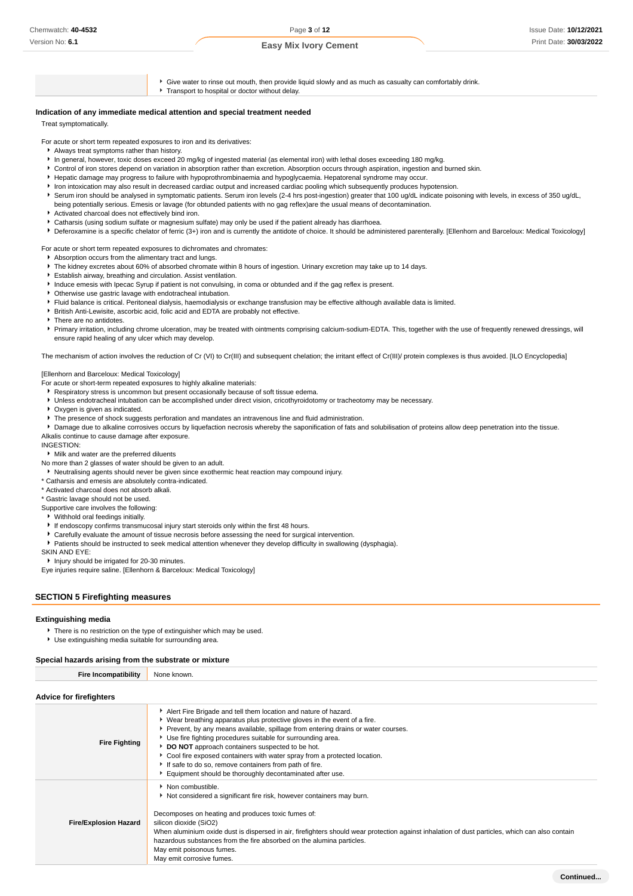| | |
|---|---|
| | - Give water to rinse out mouth, then provide liquid slowly and as much as casualty can comfortably drink.<br>- Transport to hospital or doctor without delay. |

### Indication of any immediate medical attention and special treatment needed

Treat symptomatically.

For acute or short term repeated exposures to iron and its derivatives:

- Always treat symptoms rather than history.
- In general, however, toxic doses exceed 20 mg/kg of ingested material (as elemental iron) with lethal doses exceeding 180 mg/kg.
- Control of iron stores depend on variation in absorption rather than excretion. Absorption occurs through aspiration, ingestion and burned skin.
- Hepatic damage may progress to failure with hypoprothrombinaemia and hypoglycaemia. Hepatorenal syndrome may occur.
- Iron intoxication may also result in decreased cardiac output and increased cardiac pooling which subsequently produces hypotension.
- Serum iron should be analysed in symptomatic patients. Serum iron levels (2-4 hrs post-ingestion) greater that 100 ug/dL indicate poisoning with levels, in excess of 350 ug/dL, being potentially serious. Emesis or lavage (for obtunded patients with no gag reflex)are the usual means of decontamination.
- Activated charcoal does not effectively bind iron.
- Catharsis (using sodium sulfate or magnesium sulfate) may only be used if the patient already has diarrhoea.
- Deferoxamine is a specific chelator of ferric (3+) iron and is currently the antidote of choice. It should be administered parenterally. [Ellenhorn and Barceloux: Medical Toxicology]

For acute or short term repeated exposures to dichromates and chromates:

- Absorption occurs from the alimentary tract and lungs.
- The kidney excretes about 60% of absorbed chromate within 8 hours of ingestion. Urinary excretion may take up to 14 days.
- Establish airway, breathing and circulation. Assist ventilation.
- Induce emesis with Ipecac Syrup if patient is not convulsing, in coma or obtunded and if the gag reflex is present.
- Otherwise use gastric lavage with endotracheal intubation.
- Fluid balance is critical. Peritoneal dialysis, haemodialysis or exchange transfusion may be effective although available data is limited.
- British Anti-Lewisite, ascorbic acid, folic acid and EDTA are probably not effective.
- There are no antidotes.
- Primary irritation, including chrome ulceration, may be treated with ointments comprising calcium-sodium-EDTA. This, together with the use of frequently renewed dressings, will ensure rapid healing of any ulcer which may develop.

The mechanism of action involves the reduction of Cr (VI) to Cr(III) and subsequent chelation; the irritant effect of Cr(III)/ protein complexes is thus avoided. [ILO Encyclopedia]

[Ellenhorn and Barceloux: Medical Toxicology]

For acute or short-term repeated exposures to highly alkaline materials:

- Respiratory stress is uncommon but present occasionally because of soft tissue edema.
- Unless endotracheal intubation can be accomplished under direct vision, cricothyroidotomy or tracheotomy may be necessary.
- Oxygen is given as indicated.
- The presence of shock suggests perforation and mandates an intravenous line and fluid administration.
- Damage due to alkaline corrosives occurs by liquefaction necrosis whereby the saponification of fats and solubilisation of proteins allow deep penetration into the tissue.

Alkalis continue to cause damage after exposure.

INGESTION:

- Milk and water are the preferred diluents

No more than 2 glasses of water should be given to an adult.

- Neutralising agents should never be given since exothermic heat reaction may compound injury.

* Catharsis and emesis are absolutely contra-indicated.
* Activated charcoal does not absorb alkali.
* Gastric lavage should not be used.

Supportive care involves the following:

- Withhold oral feedings initially.
- If endoscopy confirms transmucosal injury start steroids only within the first 48 hours.
- Carefully evaluate the amount of tissue necrosis before assessing the need for surgical intervention.
- Patients should be instructed to seek medical attention whenever they develop difficulty in swallowing (dysphagia).

SKIN AND EYE:

- Injury should be irrigated for 20-30 minutes.

Eye injuries require saline. [Ellenhorn & Barceloux: Medical Toxicology]

## SECTION 5 Firefighting measures

### Extinguishing media

- There is no restriction on the type of extinguisher which may be used.
- Use extinguishing media suitable for surrounding area.

### Special hazards arising from the substrate or mixture

| | |
|---|---|
| **Fire Incompatibility** | None known. |

### Advice for firefighters

| | |
|---|---|
| **Fire Fighting** | - Alert Fire Brigade and tell them location and nature of hazard.<br>- Wear breathing apparatus plus protective gloves in the event of a fire.<br>- Prevent, by any means available, spillage from entering drains or water courses.<br>- Use fire fighting procedures suitable for surrounding area.<br>- **DO NOT** approach containers suspected to be hot.<br>- Cool fire exposed containers with water spray from a protected location.<br>- If safe to do so, remove containers from path of fire.<br>- Equipment should be thoroughly decontaminated after use. |
| **Fire/Explosion Hazard** | - Non combustible.<br>- Not considered a significant fire risk, however containers may burn.<br><br>Decomposes on heating and produces toxic fumes of:<br>silicon dioxide ($SiO_2$)<br>When aluminium oxide dust is dispersed in air, firefighters should wear protection against inhalation of dust particles, which can also contain hazardous substances from the fire absorbed on the alumina particles.<br>May emit poisonous fumes.<br>May emit corrosive fumes. |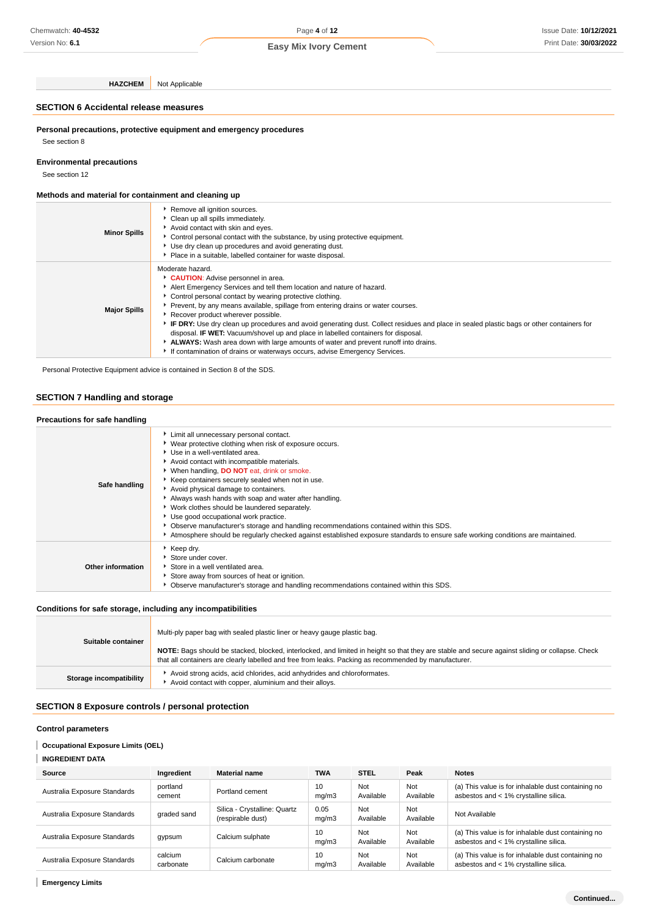| HAZCHEM | Not Applicable |
|---|---|

## SECTION 6 Accidental release measures

### Personal precautions, protective equipment and emergency procedures

See section 8

### Environmental precautions

See section 12

### Methods and material for containment and cleaning up

| | |
|---|---|
| **Minor Spills** | ▸ Remove all ignition sources.<br>▸ Clean up all spills immediately.<br>▸ Avoid contact with skin and eyes.<br>▸ Control personal contact with the substance, by using protective equipment.<br>▸ Use dry clean up procedures and avoid generating dust.<br>▸ Place in a suitable, labelled container for waste disposal. |
| **Major Spills** | Moderate hazard.<br>▸ **CAUTION**: Advise personnel in area.<br>▸ Alert Emergency Services and tell them location and nature of hazard.<br>▸ Control personal contact by wearing protective clothing.<br>▸ Prevent, by any means available, spillage from entering drains or water courses.<br>▸ Recover product wherever possible.<br>▸ **IF DRY:** Use dry clean up procedures and avoid generating dust. Collect residues and place in sealed plastic bags or other containers for disposal. **IF WET:** Vacuum/shovel up and place in labelled containers for disposal.<br>▸ **ALWAYS:** Wash area down with large amounts of water and prevent runoff into drains.<br>▸ If contamination of drains or waterways occurs, advise Emergency Services. |

Personal Protective Equipment advice is contained in Section 8 of the SDS.

## SECTION 7 Handling and storage

### Precautions for safe handling

| | |
|---|---|
| **Safe handling** | ▸ Limit all unnecessary personal contact.<br>▸ Wear protective clothing when risk of exposure occurs.<br>▸ Use in a well-ventilated area.<br>▸ Avoid contact with incompatible materials.<br>▸ When handling, **DO NOT** eat, drink or smoke.<br>▸ Keep containers securely sealed when not in use.<br>▸ Avoid physical damage to containers.<br>▸ Always wash hands with soap and water after handling.<br>▸ Work clothes should be laundered separately.<br>▸ Use good occupational work practice.<br>▸ Observe manufacturer's storage and handling recommendations contained within this SDS.<br>▸ Atmosphere should be regularly checked against established exposure standards to ensure safe working conditions are maintained. |
| **Other information** | ▸ Keep dry.<br>▸ Store under cover.<br>▸ Store in a well ventilated area.<br>▸ Store away from sources of heat or ignition.<br>▸ Observe manufacturer's storage and handling recommendations contained within this SDS. |

### Conditions for safe storage, including any incompatibilities

| | |
|---|---|
| **Suitable container** | Multi-ply paper bag with sealed plastic liner or heavy gauge plastic bag.<br><br>**NOTE:** Bags should be stacked, blocked, interlocked, and limited in height so that they are stable and secure against sliding or collapse. Check that all containers are clearly labelled and free from leaks. Packing as recommended by manufacturer. |
| **Storage incompatibility** | ▸ Avoid strong acids, acid chlorides, acid anhydrides and chloroformates.<br>▸ Avoid contact with copper, aluminium and their alloys. |

## SECTION 8 Exposure controls / personal protection

### Control parameters

**Occupational Exposure Limits (OEL)**

**INGREDIENT DATA**

| Source | Ingredient | Material name | TWA | STEL | Peak | Notes |
|---|---|---|---|---|---|---|
| Australia Exposure Standards | portland cement | Portland cement | 10 mg/m3 | Not Available | Not Available | (a) This value is for inhalable dust containing no asbestos and < 1% crystalline silica. |
| Australia Exposure Standards | graded sand | Silica - Crystalline: Quartz (respirable dust) | 0.05 mg/m3 | Not Available | Not Available | Not Available |
| Australia Exposure Standards | gypsum | Calcium sulphate | 10 mg/m3 | Not Available | Not Available | (a) This value is for inhalable dust containing no asbestos and < 1% crystalline silica. |
| Australia Exposure Standards | calcium carbonate | Calcium carbonate | 10 mg/m3 | Not Available | Not Available | (a) This value is for inhalable dust containing no asbestos and < 1% crystalline silica. |

**Emergency Limits**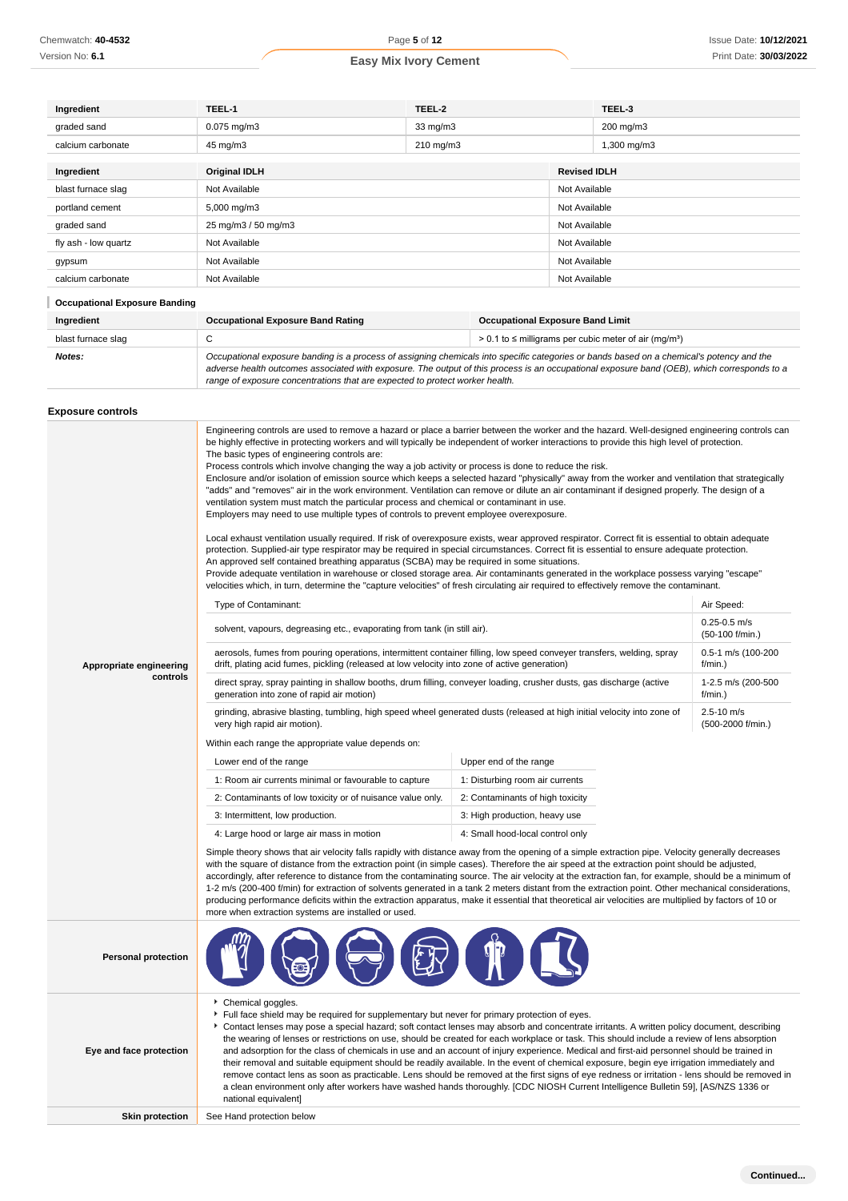| Ingredient | TEEL-1 | TEEL-2 | TEEL-3 |
| --- | --- | --- | --- |
| graded sand | 0.075 mg/m3 | 33 mg/m3 | 200 mg/m3 |
| calcium carbonate | 45 mg/m3 | 210 mg/m3 | 1,300 mg/m3 |

| Ingredient | Original IDLH | Revised IDLH |
| --- | --- | --- |
| blast furnace slag | Not Available | Not Available |
| portland cement | 5,000 mg/m3 | Not Available |
| graded sand | 25 mg/m3 / 50 mg/m3 | Not Available |
| fly ash - low quartz | Not Available | Not Available |
| gypsum | Not Available | Not Available |
| calcium carbonate | Not Available | Not Available |

**Occupational Exposure Banding**

| Ingredient | Occupational Exposure Band Rating | Occupational Exposure Band Limit |
| --- | --- | --- |
| blast furnace slag | C | > 0.1 to ≤ milligrams per cubic meter of air (mg/m³) |
| ***Notes:*** | *Occupational exposure banding is a process of assigning chemicals into specific categories or bands based on a chemical's potency and the adverse health outcomes associated with exposure. The output of this process is an occupational exposure band (OEB), which corresponds to a range of exposure concentrations that are expected to protect worker health.* | |

### Exposure controls

**Appropriate engineering controls**

Engineering controls are used to remove a hazard or place a barrier between the worker and the hazard. Well-designed engineering controls can be highly effective in protecting workers and will typically be independent of worker interactions to provide this high level of protection.
The basic types of engineering controls are:
Process controls which involve changing the way a job activity or process is done to reduce the risk.
Enclosure and/or isolation of emission source which keeps a selected hazard "physically" away from the worker and ventilation that strategically "adds" and "removes" air in the work environment. Ventilation can remove or dilute an air contaminant if designed properly. The design of a ventilation system must match the particular process and chemical or contaminant in use.
Employers may need to use multiple types of controls to prevent employee overexposure.

Local exhaust ventilation usually required. If risk of overexposure exists, wear approved respirator. Correct fit is essential to obtain adequate protection. Supplied-air type respirator may be required in special circumstances. Correct fit is essential to ensure adequate protection.
An approved self contained breathing apparatus (SCBA) may be required in some situations.
Provide adequate ventilation in warehouse or closed storage area. Air contaminants generated in the workplace possess varying "escape" velocities which, in turn, determine the "capture velocities" of fresh circulating air required to effectively remove the contaminant.

| Type of Contaminant: | Air Speed: |
| --- | --- |
| solvent, vapours, degreasing etc., evaporating from tank (in still air). | 0.25-0.5 m/s (50-100 f/min.) |
| aerosols, fumes from pouring operations, intermittent container filling, low speed conveyer transfers, welding, spray drift, plating acid fumes, pickling (released at low velocity into zone of active generation) | 0.5-1 m/s (100-200 f/min.) |
| direct spray, spray painting in shallow booths, drum filling, conveyer loading, crusher dusts, gas discharge (active generation into zone of rapid air motion) | 1-2.5 m/s (200-500 f/min.) |
| grinding, abrasive blasting, tumbling, high speed wheel generated dusts (released at high initial velocity into zone of very high rapid air motion). | 2.5-10 m/s (500-2000 f/min.) |

Within each range the appropriate value depends on:

| Lower end of the range | Upper end of the range |
| --- | --- |
| 1: Room air currents minimal or favourable to capture | 1: Disturbing room air currents |
| 2: Contaminants of low toxicity or of nuisance value only. | 2: Contaminants of high toxicity |
| 3: Intermittent, low production. | 3: High production, heavy use |
| 4: Large hood or large air mass in motion | 4: Small hood-local control only |

Simple theory shows that air velocity falls rapidly with distance away from the opening of a simple extraction pipe. Velocity generally decreases with the square of distance from the extraction point (in simple cases). Therefore the air speed at the extraction point should be adjusted, accordingly, after reference to distance from the contaminating source. The air velocity at the extraction fan, for example, should be a minimum of 1-2 m/s (200-400 f/min) for extraction of solvents generated in a tank 2 meters distant from the extraction point. Other mechanical considerations, producing performance deficits within the extraction apparatus, make it essential that theoretical air velocities are multiplied by factors of 10 or more when extraction systems are installed or used.

**Personal protection**

**Eye and face protection**

- Chemical goggles.
- Full face shield may be required for supplementary but never for primary protection of eyes.
- Contact lenses may pose a special hazard; soft contact lenses may absorb and concentrate irritants. A written policy document, describing the wearing of lenses or restrictions on use, should be created for each workplace or task. This should include a review of lens absorption and adsorption for the class of chemicals in use and an account of injury experience. Medical and first-aid personnel should be trained in their removal and suitable equipment should be readily available. In the event of chemical exposure, begin eye irrigation immediately and remove contact lens as soon as practicable. Lens should be removed at the first signs of eye redness or irritation - lens should be removed in a clean environment only after workers have washed hands thoroughly. [CDC NIOSH Current Intelligence Bulletin 59], [AS/NZS 1336 or national equivalent]

**Skin protection**

See Hand protection below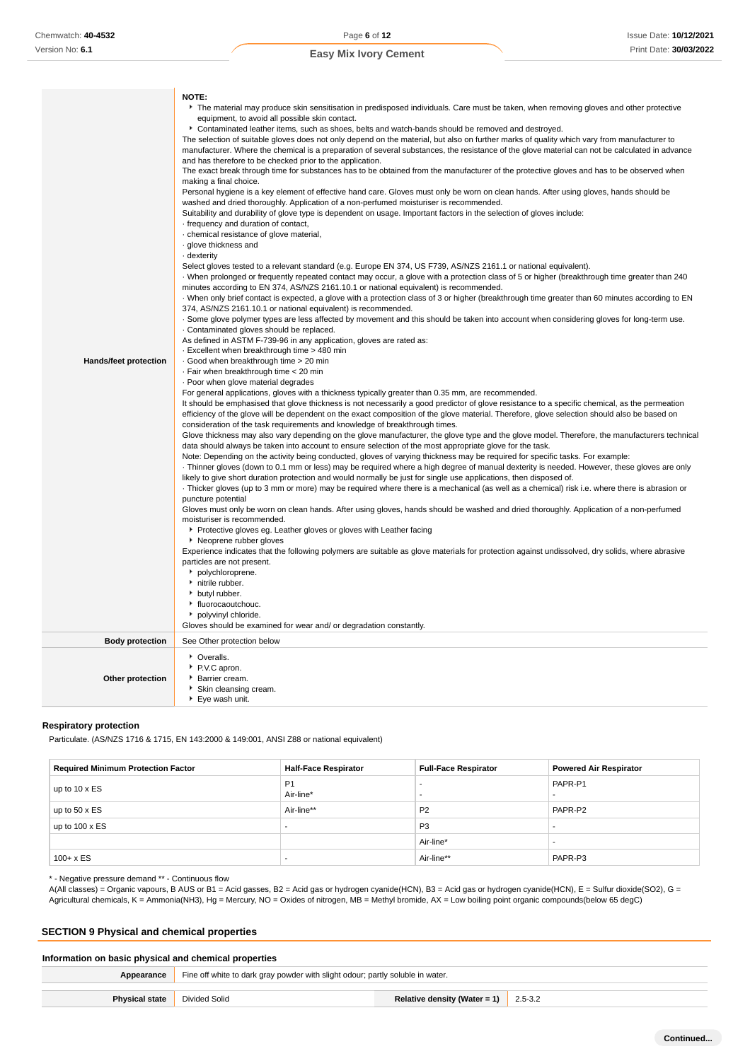| | |
|---|---|
| Hands/feet protection | **NOTE:**<br>▸ The material may produce skin sensitisation in predisposed individuals. Care must be taken, when removing gloves and other protective equipment, to avoid all possible skin contact.<br>▸ Contaminated leather items, such as shoes, belts and watch-bands should be removed and destroyed.<br>The selection of suitable gloves does not only depend on the material, but also on further marks of quality which vary from manufacturer to manufacturer. Where the chemical is a preparation of several substances, the resistance of the glove material can not be calculated in advance and has therefore to be checked prior to the application.<br>The exact break through time for substances has to be obtained from the manufacturer of the protective gloves and has to be observed when making a final choice.<br>Personal hygiene is a key element of effective hand care. Gloves must only be worn on clean hands. After using gloves, hands should be washed and dried thoroughly. Application of a non-perfumed moisturiser is recommended.<br>Suitability and durability of glove type is dependent on usage. Important factors in the selection of gloves include:<br>· frequency and duration of contact,<br>· chemical resistance of glove material,<br>· glove thickness and<br>· dexterity<br>Select gloves tested to a relevant standard (e.g. Europe EN 374, US F739, AS/NZS 2161.1 or national equivalent).<br>· When prolonged or frequently repeated contact may occur, a glove with a protection class of 5 or higher (breakthrough time greater than 240 minutes according to EN 374, AS/NZS 2161.10.1 or national equivalent) is recommended.<br>· When only brief contact is expected, a glove with a protection class of 3 or higher (breakthrough time greater than 60 minutes according to EN 374, AS/NZS 2161.10.1 or national equivalent) is recommended.<br>· Some glove polymer types are less affected by movement and this should be taken into account when considering gloves for long-term use.<br>· Contaminated gloves should be replaced.<br>As defined in ASTM F-739-96 in any application, gloves are rated as:<br>· Excellent when breakthrough time > 480 min<br>· Good when breakthrough time > 20 min<br>· Fair when breakthrough time < 20 min<br>· Poor when glove material degrades<br>For general applications, gloves with a thickness typically greater than 0.35 mm, are recommended.<br>It should be emphasised that glove thickness is not necessarily a good predictor of glove resistance to a specific chemical, as the permeation efficiency of the glove will be dependent on the exact composition of the glove material. Therefore, glove selection should also be based on consideration of the task requirements and knowledge of breakthrough times.<br>Glove thickness may also vary depending on the glove manufacturer, the glove type and the glove model. Therefore, the manufacturers technical data should always be taken into account to ensure selection of the most appropriate glove for the task.<br>Note: Depending on the activity being conducted, gloves of varying thickness may be required for specific tasks. For example:<br>· Thinner gloves (down to 0.1 mm or less) may be required where a high degree of manual dexterity is needed. However, these gloves are only likely to give short duration protection and would normally be just for single use applications, then disposed of.<br>· Thicker gloves (up to 3 mm or more) may be required where there is a mechanical (as well as a chemical) risk i.e. where there is abrasion or puncture potential<br>Gloves must only be worn on clean hands. After using gloves, hands should be washed and dried thoroughly. Application of a non-perfumed moisturiser is recommended.<br>▸ Protective gloves eg. Leather gloves or gloves with Leather facing<br>▸ Neoprene rubber gloves<br>Experience indicates that the following polymers are suitable as glove materials for protection against undissolved, dry solids, where abrasive particles are not present.<br>▸ polychloroprene.<br>▸ nitrile rubber.<br>▸ butyl rubber.<br>▸ fluorocaoutchouc.<br>▸ polyvinyl chloride.<br>Gloves should be examined for wear and/ or degradation constantly. |
| Body protection | See Other protection below |
| Other protection | ▸ Overalls.<br>▸ P.V.C apron.<br>▸ Barrier cream.<br>▸ Skin cleansing cream.<br>▸ Eye wash unit. |

### Respiratory protection

Particulate. (AS/NZS 1716 & 1715, EN 143:2000 & 149:001, ANSI Z88 or national equivalent)

| Required Minimum Protection Factor | Half-Face Respirator | Full-Face Respirator | Powered Air Respirator |
|---|---|---|---|
| up to 10 x ES | P1<br>Air-line* | -<br>- | PAPR-P1<br>- |
| up to 50 x ES | Air-line** | P2 | PAPR-P2 |
| up to 100 x ES | - | P3 | - |
| | | Air-line* | - |
| 100+ x ES | - | Air-line** | PAPR-P3 |

* - Negative pressure demand ** - Continuous flow

A(All classes) = Organic vapours, B AUS or B1 = Acid gasses, B2 = Acid gas or hydrogen cyanide(HCN), B3 = Acid gas or hydrogen cyanide(HCN), E = Sulfur dioxide($SO_2$), G = Agricultural chemicals, K = Ammonia($NH_3$), Hg = Mercury, NO = Oxides of nitrogen, MB = Methyl bromide, AX = Low boiling point organic compounds(below 65 degC)

## SECTION 9 Physical and chemical properties

### Information on basic physical and chemical properties

| | | | |
|---|---|---|---|
| Appearance | Fine off white to dark gray powder with slight odour; partly soluble in water. | | |
| Physical state | Divided Solid | Relative density (Water = 1) | 2.5-3.2 |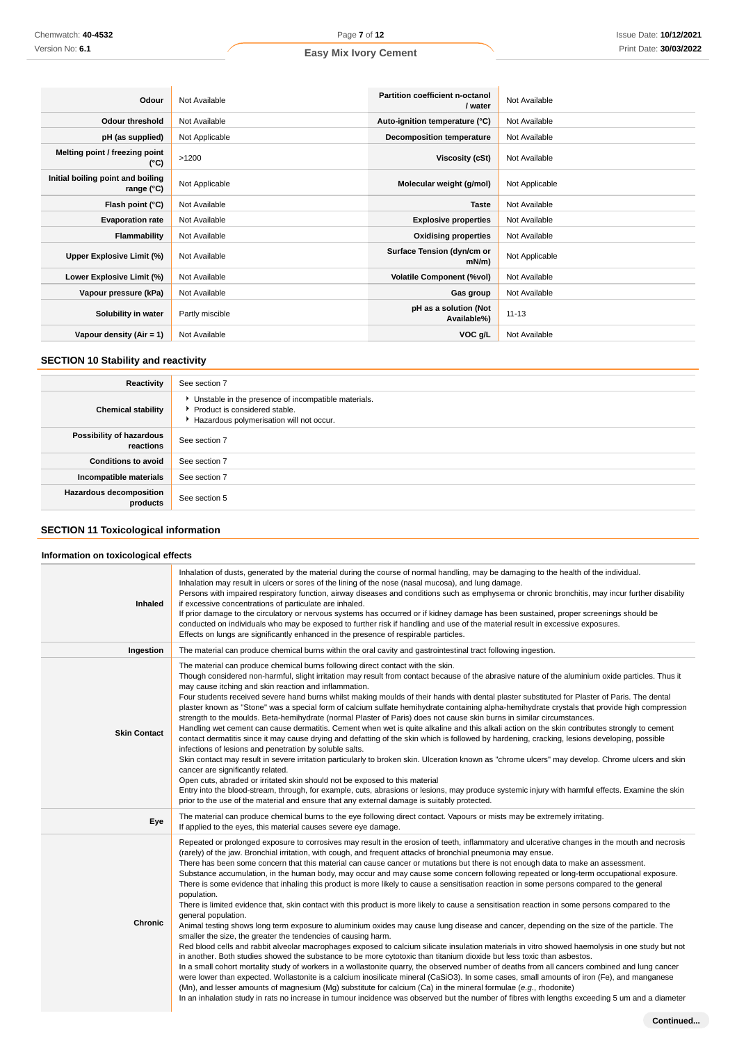| Odour | Not Available | Partition coefficient n-octanol / water | Not Available |
|---|---|---|---|
| Odour threshold | Not Available | Auto-ignition temperature (°C) | Not Available |
| pH (as supplied) | Not Applicable | Decomposition temperature | Not Available |
| Melting point / freezing point (°C) | >1200 | Viscosity (cSt) | Not Available |
| Initial boiling point and boiling range (°C) | Not Applicable | Molecular weight (g/mol) | Not Applicable |
| Flash point (°C) | Not Available | Taste | Not Available |
| Evaporation rate | Not Available | Explosive properties | Not Available |
| Flammability | Not Available | Oxidising properties | Not Available |
| Upper Explosive Limit (%) | Not Available | Surface Tension (dyn/cm or mN/m) | Not Applicable |
| Lower Explosive Limit (%) | Not Available | Volatile Component (%vol) | Not Available |
| Vapour pressure (kPa) | Not Available | Gas group | Not Available |
| Solubility in water | Partly miscible | pH as a solution (Not Available%) | 11-13 |
| Vapour density (Air = 1) | Not Available | VOC g/L | Not Available |

## SECTION 10 Stability and reactivity

| | |
|---|---|
| Reactivity | See section 7 |
| Chemical stability | ▸ Unstable in the presence of incompatible materials.<br>▸ Product is considered stable.<br>▸ Hazardous polymerisation will not occur. |
| Possibility of hazardous reactions | See section 7 |
| Conditions to avoid | See section 7 |
| Incompatible materials | See section 7 |
| Hazardous decomposition products | See section 5 |

## SECTION 11 Toxicological information

### Information on toxicological effects

| | |
|---|---|
| Inhaled | Inhalation of dusts, generated by the material during the course of normal handling, may be damaging to the health of the individual.<br>Inhalation may result in ulcers or sores of the lining of the nose (nasal mucosa), and lung damage.<br>Persons with impaired respiratory function, airway diseases and conditions such as emphysema or chronic bronchitis, may incur further disability if excessive concentrations of particulate are inhaled.<br>If prior damage to the circulatory or nervous systems has occurred or if kidney damage has been sustained, proper screenings should be conducted on individuals who may be exposed to further risk if handling and use of the material result in excessive exposures.<br>Effects on lungs are significantly enhanced in the presence of respirable particles. |
| Ingestion | The material can produce chemical burns within the oral cavity and gastrointestinal tract following ingestion. |
| Skin Contact | The material can produce chemical burns following direct contact with the skin.<br>Though considered non-harmful, slight irritation may result from contact because of the abrasive nature of the aluminium oxide particles. Thus it may cause itching and skin reaction and inflammation.<br>Four students received severe hand burns whilst making moulds of their hands with dental plaster substituted for Plaster of Paris. The dental plaster known as "Stone" was a special form of calcium sulfate hemihydrate containing alpha-hemihydrate crystals that provide high compression strength to the moulds. Beta-hemihydrate (normal Plaster of Paris) does not cause skin burns in similar circumstances.<br>Handling wet cement can cause dermatitis. Cement when wet is quite alkaline and this alkali action on the skin contributes strongly to cement contact dermatitis since it may cause drying and defatting of the skin which is followed by hardening, cracking, lesions developing, possible infections of lesions and penetration by soluble salts.<br>Skin contact may result in severe irritation particularly to broken skin. Ulceration known as "chrome ulcers" may develop. Chrome ulcers and skin cancer are significantly related.<br>Open cuts, abraded or irritated skin should not be exposed to this material<br>Entry into the blood-stream, through, for example, cuts, abrasions or lesions, may produce systemic injury with harmful effects. Examine the skin prior to the use of the material and ensure that any external damage is suitably protected. |
| Eye | The material can produce chemical burns to the eye following direct contact. Vapours or mists may be extremely irritating.<br>If applied to the eyes, this material causes severe eye damage. |
| Chronic | Repeated or prolonged exposure to corrosives may result in the erosion of teeth, inflammatory and ulcerative changes in the mouth and necrosis (rarely) of the jaw. Bronchial irritation, with cough, and frequent attacks of bronchial pneumonia may ensue.<br>There has been some concern that this material can cause cancer or mutations but there is not enough data to make an assessment.<br>Substance accumulation, in the human body, may occur and may cause some concern following repeated or long-term occupational exposure.<br>There is some evidence that inhaling this product is more likely to cause a sensitisation reaction in some persons compared to the general population.<br>There is limited evidence that, skin contact with this product is more likely to cause a sensitisation reaction in some persons compared to the general population.<br>Animal testing shows long term exposure to aluminium oxides may cause lung disease and cancer, depending on the size of the particle. The smaller the size, the greater the tendencies of causing harm.<br>Red blood cells and rabbit alveolar macrophages exposed to calcium silicate insulation materials in vitro showed haemolysis in one study but not in another. Both studies showed the substance to be more cytotoxic than titanium dioxide but less toxic than asbestos.<br>In a small cohort mortality study of workers in a wollastonite quarry, the observed number of deaths from all cancers combined and lung cancer were lower than expected. Wollastonite is a calcium inosilicate mineral ($CaSiO_3$). In some cases, small amounts of iron (Fe), and manganese (Mn), and lesser amounts of magnesium (Mg) substitute for calcium (Ca) in the mineral formulae (*e.g.*, rhodonite)<br>In an inhalation study in rats no increase in tumour incidence was observed but the number of fibres with lengths exceeding 5 um and a diameter |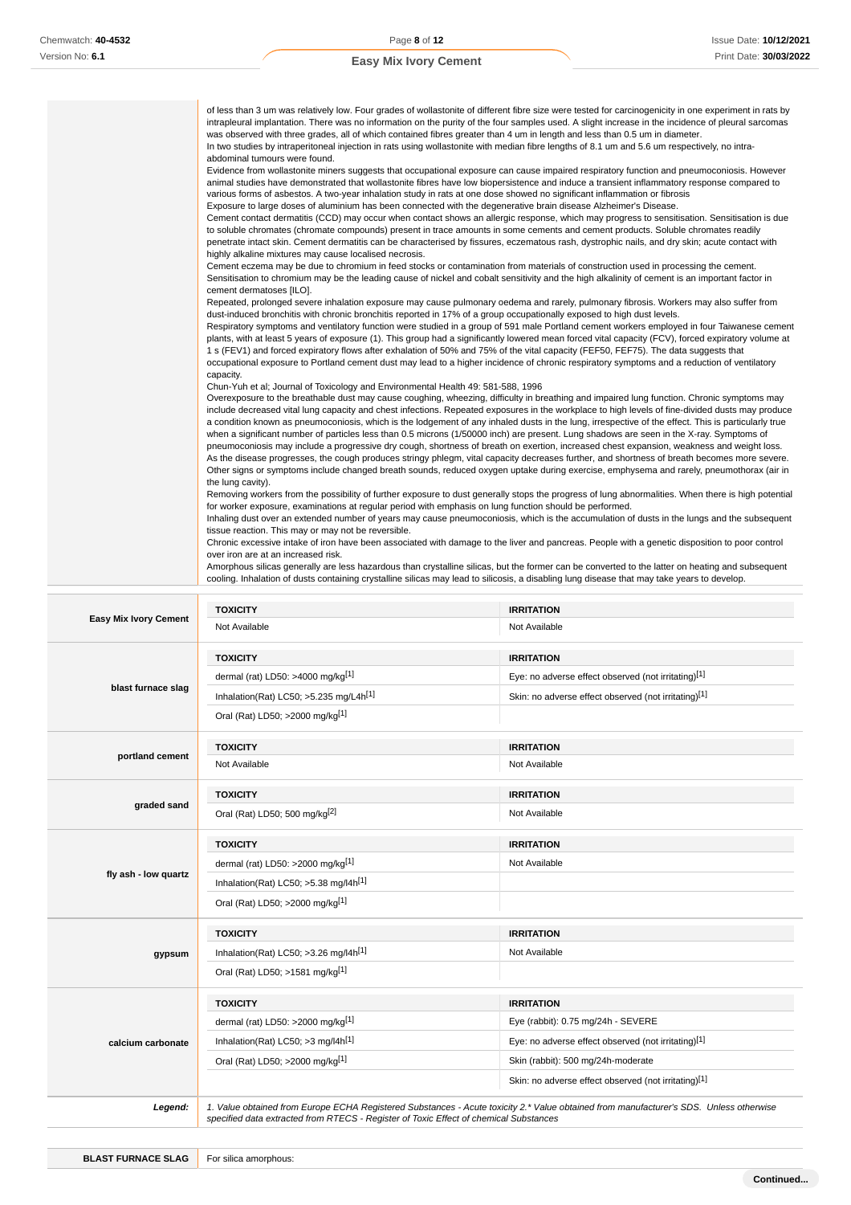of less than 3 um was relatively low. Four grades of wollastonite of different fibre size were tested for carcinogenicity in one experiment in rats by intrapleural implantation. There was no information on the purity of the four samples used. A slight increase in the incidence of pleural sarcomas was observed with three grades, all of which contained fibres greater than 4 um in length and less than 0.5 um in diameter.
In two studies by intraperitoneal injection in rats using wollastonite with median fibre lengths of 8.1 um and 5.6 um respectively, no intra-abdominal tumours were found.
Evidence from wollastonite miners suggests that occupational exposure can cause impaired respiratory function and pneumoconiosis. However animal studies have demonstrated that wollastonite fibres have low biopersistence and induce a transient inflammatory response compared to various forms of asbestos. A two-year inhalation study in rats at one dose showed no significant inflammation or fibrosis
Exposure to large doses of aluminium has been connected with the degenerative brain disease Alzheimer's Disease.
Cement contact dermatitis (CCD) may occur when contact shows an allergic response, which may progress to sensitisation. Sensitisation is due to soluble chromates (chromate compounds) present in trace amounts in some cements and cement products. Soluble chromates readily penetrate intact skin. Cement dermatitis can be characterised by fissures, eczematous rash, dystrophic nails, and dry skin; acute contact with highly alkaline mixtures may cause localised necrosis.
Cement eczema may be due to chromium in feed stocks or contamination from materials of construction used in processing the cement. Sensitisation to chromium may be the leading cause of nickel and cobalt sensitivity and the high alkalinity of cement is an important factor in cement dermatoses [ILO].
Repeated, prolonged severe inhalation exposure may cause pulmonary oedema and rarely, pulmonary fibrosis. Workers may also suffer from dust-induced bronchitis with chronic bronchitis reported in 17% of a group occupationally exposed to high dust levels.
Respiratory symptoms and ventilatory function were studied in a group of 591 male Portland cement workers employed in four Taiwanese cement plants, with at least 5 years of exposure (1). This group had a significantly lowered mean forced vital capacity (FCV), forced expiratory volume at 1 s (FEV1) and forced expiratory flows after exhalation of 50% and 75% of the vital capacity (FEF50, FEF75). The data suggests that occupational exposure to Portland cement dust may lead to a higher incidence of chronic respiratory symptoms and a reduction of ventilatory capacity.
Chun-Yuh et al; Journal of Toxicology and Environmental Health 49: 581-588, 1996
Overexposure to the breathable dust may cause coughing, wheezing, difficulty in breathing and impaired lung function. Chronic symptoms may include decreased vital lung capacity and chest infections. Repeated exposures in the workplace to high levels of fine-divided dusts may produce a condition known as pneumoconiosis, which is the lodgement of any inhaled dusts in the lung, irrespective of the effect. This is particularly true when a significant number of particles less than 0.5 microns (1/50000 inch) are present. Lung shadows are seen in the X-ray. Symptoms of pneumoconiosis may include a progressive dry cough, shortness of breath on exertion, increased chest expansion, weakness and weight loss. As the disease progresses, the cough produces stringy phlegm, vital capacity decreases further, and shortness of breath becomes more severe. Other signs or symptoms include changed breath sounds, reduced oxygen uptake during exercise, emphysema and rarely, pneumothorax (air in the lung cavity).
Removing workers from the possibility of further exposure to dust generally stops the progress of lung abnormalities. When there is high potential for worker exposure, examinations at regular period with emphasis on lung function should be performed.
Inhaling dust over an extended number of years may cause pneumoconiosis, which is the accumulation of dusts in the lungs and the subsequent tissue reaction. This may or may not be reversible.
Chronic excessive intake of iron have been associated with damage to the liver and pancreas. People with a genetic disposition to poor control over iron are at an increased risk.
Amorphous silicas generally are less hazardous than crystalline silicas, but the former can be converted to the latter on heating and subsequent cooling. Inhalation of dusts containing crystalline silicas may lead to silicosis, a disabling lung disease that may take years to develop.

| Substance | TOXICITY | IRRITATION |
|---|---|---|
| **Easy Mix Ivory Cement** | Not Available | Not Available |
| **blast furnace slag** | dermal (rat) LD50: >4000 mg/kg[1] | Eye: no adverse effect observed (not irritating)[1] |
| | Inhalation(Rat) LC50; >5.235 mg/L4h[1] | Skin: no adverse effect observed (not irritating)[1] |
| | Oral (Rat) LD50; >2000 mg/kg[1] | |
| **portland cement** | Not Available | Not Available |
| **graded sand** | Oral (Rat) LD50; 500 mg/kg[2] | Not Available |
| **fly ash - low quartz** | dermal (rat) LD50: >2000 mg/kg[1] | Not Available |
| | Inhalation(Rat) LC50; >5.38 mg/l4h[1] | |
| | Oral (Rat) LD50; >2000 mg/kg[1] | |
| **gypsum** | Inhalation(Rat) LC50; >3.26 mg/l4h[1] | Not Available |
| | Oral (Rat) LD50; >1581 mg/kg[1] | |
| **calcium carbonate** | dermal (rat) LD50: >2000 mg/kg[1] | Eye (rabbit): 0.75 mg/24h - SEVERE |
| | Inhalation(Rat) LC50; >3 mg/l4h[1] | Eye: no adverse effect observed (not irritating)[1] |
| | Oral (Rat) LD50; >2000 mg/kg[1] | Skin (rabbit): 500 mg/24h-moderate |
| | | Skin: no adverse effect observed (not irritating)[1] |

***Legend:*** *1. Value obtained from Europe ECHA Registered Substances - Acute toxicity 2.\* Value obtained from manufacturer's SDS. Unless otherwise specified data extracted from RTECS - Register of Toxic Effect of chemical Substances*

| | |
|---|---|
| **BLAST FURNACE SLAG** | For silica amorphous: |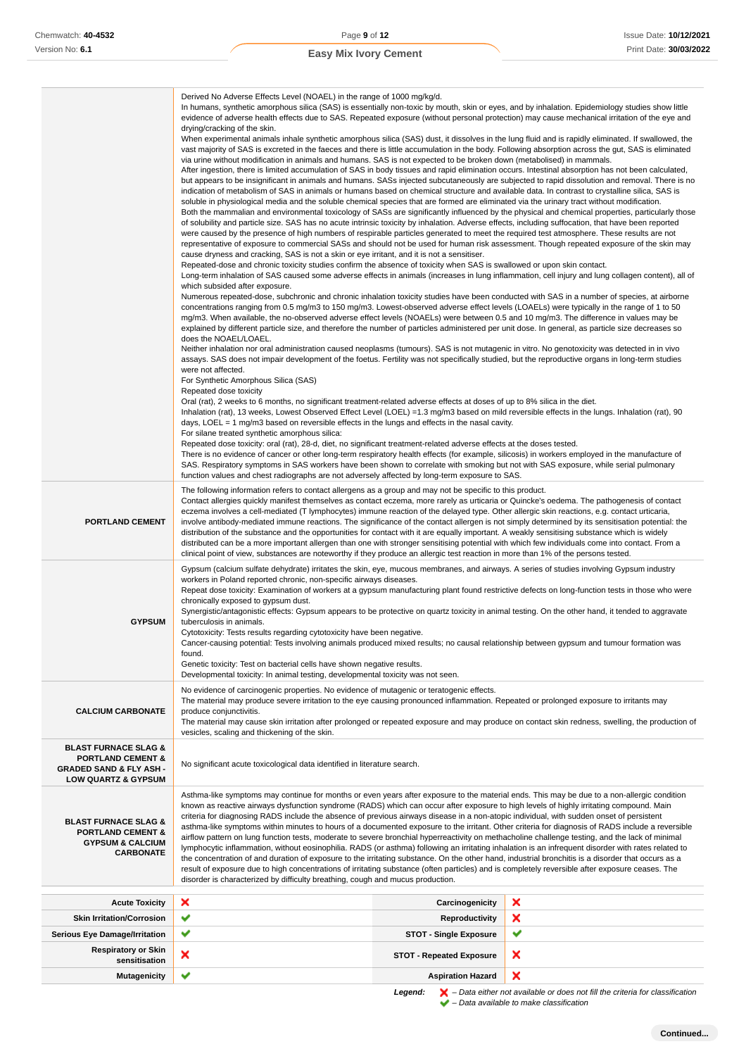| | |
|---|---|
| | Derived No Adverse Effects Level (NOAEL) in the range of 1000 mg/kg/d.<br>In humans, synthetic amorphous silica (SAS) is essentially non-toxic by mouth, skin or eyes, and by inhalation. Epidemiology studies show little evidence of adverse health effects due to SAS. Repeated exposure (without personal protection) may cause mechanical irritation of the eye and drying/cracking of the skin.<br>When experimental animals inhale synthetic amorphous silica (SAS) dust, it dissolves in the lung fluid and is rapidly eliminated. If swallowed, the vast majority of SAS is excreted in the faeces and there is little accumulation in the body. Following absorption across the gut, SAS is eliminated via urine without modification in animals and humans. SAS is not expected to be broken down (metabolised) in mammals.<br>After ingestion, there is limited accumulation of SAS in body tissues and rapid elimination occurs. Intestinal absorption has not been calculated, but appears to be insignificant in animals and humans. SASs injected subcutaneously are subjected to rapid dissolution and removal. There is no indication of metabolism of SAS in animals or humans based on chemical structure and available data. In contrast to crystalline silica, SAS is soluble in physiological media and the soluble chemical species that are formed are eliminated via the urinary tract without modification.<br>Both the mammalian and environmental toxicology of SASs are significantly influenced by the physical and chemical properties, particularly those of solubility and particle size. SAS has no acute intrinsic toxicity by inhalation. Adverse effects, including suffocation, that have been reported were caused by the presence of high numbers of respirable particles generated to meet the required test atmosphere. These results are not representative of exposure to commercial SASs and should not be used for human risk assessment. Though repeated exposure of the skin may cause dryness and cracking, SAS is not a skin or eye irritant, and it is not a sensitiser.<br>Repeated-dose and chronic toxicity studies confirm the absence of toxicity when SAS is swallowed or upon skin contact.<br>Long-term inhalation of SAS caused some adverse effects in animals (increases in lung inflammation, cell injury and lung collagen content), all of which subsided after exposure.<br>Numerous repeated-dose, subchronic and chronic inhalation toxicity studies have been conducted with SAS in a number of species, at airborne concentrations ranging from 0.5 mg/m3 to 150 mg/m3. Lowest-observed adverse effect levels (LOAELs) were typically in the range of 1 to 50 mg/m3. When available, the no-observed adverse effect levels (NOAELs) were between 0.5 and 10 mg/m3. The difference in values may be explained by different particle size, and therefore the number of particles administered per unit dose. In general, as particle size decreases so does the NOAEL/LOAEL.<br>Neither inhalation nor oral administration caused neoplasms (tumours). SAS is not mutagenic in vitro. No genotoxicity was detected in in vivo assays. SAS does not impair development of the foetus. Fertility was not specifically studied, but the reproductive organs in long-term studies were not affected.<br>For Synthetic Amorphous Silica (SAS)<br>Repeated dose toxicity<br>Oral (rat), 2 weeks to 6 months, no significant treatment-related adverse effects at doses of up to 8% silica in the diet.<br>Inhalation (rat), 13 weeks, Lowest Observed Effect Level (LOEL) =1.3 mg/m3 based on mild reversible effects in the lungs. Inhalation (rat), 90 days, LOEL = 1 mg/m3 based on reversible effects in the lungs and effects in the nasal cavity.<br>For silane treated synthetic amorphous silica:<br>Repeated dose toxicity: oral (rat), 28-d, diet, no significant treatment-related adverse effects at the doses tested.<br>There is no evidence of cancer or other long-term respiratory health effects (for example, silicosis) in workers employed in the manufacture of SAS. Respiratory symptoms in SAS workers have been shown to correlate with smoking but not with SAS exposure, while serial pulmonary function values and chest radiographs are not adversely affected by long-term exposure to SAS. |
| **PORTLAND CEMENT** | The following information refers to contact allergens as a group and may not be specific to this product.<br>Contact allergies quickly manifest themselves as contact eczema, more rarely as urticaria or Quincke's oedema. The pathogenesis of contact eczema involves a cell-mediated (T lymphocytes) immune reaction of the delayed type. Other allergic skin reactions, e.g. contact urticaria, involve antibody-mediated immune reactions. The significance of the contact allergen is not simply determined by its sensitisation potential: the distribution of the substance and the opportunities for contact with it are equally important. A weakly sensitising substance which is widely distributed can be a more important allergen than one with stronger sensitising potential with which few individuals come into contact. From a clinical point of view, substances are noteworthy if they produce an allergic test reaction in more than 1% of the persons tested. |
| **GYPSUM** | Gypsum (calcium sulfate dehydrate) irritates the skin, eye, mucous membranes, and airways. A series of studies involving Gypsum industry workers in Poland reported chronic, non-specific airways diseases.<br>Repeat dose toxicity: Examination of workers at a gypsum manufacturing plant found restrictive defects on long-function tests in those who were chronically exposed to gypsum dust.<br>Synergistic/antagonistic effects: Gypsum appears to be protective on quartz toxicity in animal testing. On the other hand, it tended to aggravate tuberculosis in animals.<br>Cytotoxicity: Tests results regarding cytotoxicity have been negative.<br>Cancer-causing potential: Tests involving animals produced mixed results; no causal relationship between gypsum and tumour formation was found.<br>Genetic toxicity: Test on bacterial cells have shown negative results.<br>Developmental toxicity: In animal testing, developmental toxicity was not seen. |
| **CALCIUM CARBONATE** | No evidence of carcinogenic properties. No evidence of mutagenic or teratogenic effects.<br>The material may produce severe irritation to the eye causing pronounced inflammation. Repeated or prolonged exposure to irritants may produce conjunctivitis.<br>The material may cause skin irritation after prolonged or repeated exposure and may produce on contact skin redness, swelling, the production of vesicles, scaling and thickening of the skin. |
| **BLAST FURNACE SLAG & PORTLAND CEMENT & GRADED SAND & FLY ASH - LOW QUARTZ & GYPSUM** | No significant acute toxicological data identified in literature search. |
| **BLAST FURNACE SLAG & PORTLAND CEMENT & GYPSUM & CALCIUM CARBONATE** | Asthma-like symptoms may continue for months or even years after exposure to the material ends. This may be due to a non-allergic condition known as reactive airways dysfunction syndrome (RADS) which can occur after exposure to high levels of highly irritating compound. Main criteria for diagnosing RADS include the absence of previous airways disease in a non-atopic individual, with sudden onset of persistent asthma-like symptoms within minutes to hours of a documented exposure to the irritant. Other criteria for diagnosis of RADS include a reversible airflow pattern on lung function tests, moderate to severe bronchial hyperreactivity on methacholine challenge testing, and the lack of minimal lymphocytic inflammation, without eosinophilia. RADS (or asthma) following an irritating inhalation is an infrequent disorder with rates related to the concentration of and duration of exposure to the irritating substance. On the other hand, industrial bronchitis is a disorder that occurs as a result of exposure due to high concentrations of irritating substance (often particles) and is completely reversible after exposure ceases. The disorder is characterized by difficulty breathing, cough and mucus production. |

| | | | |
|---|---|---|---|
| **Acute Toxicity** | ✘ | **Carcinogenicity** | ✘ |
| **Skin Irritation/Corrosion** | ✔ | **Reproductivity** | ✘ |
| **Serious Eye Damage/Irritation** | ✔ | **STOT - Single Exposure** | ✔ |
| **Respiratory or Skin sensitisation** | ✘ | **STOT - Repeated Exposure** | ✘ |
| **Mutagenicity** | ✔ | **Aspiration Hazard** | ✘ |

***Legend:*** ✘ – *Data either not available or does not fill the criteria for classification*
✔ – *Data available to make classification*

**Continued...**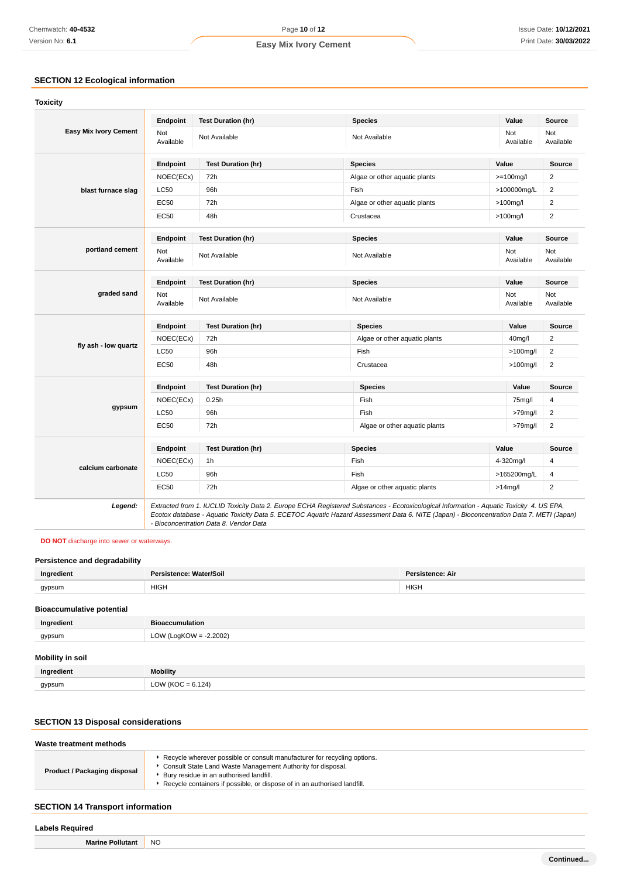## SECTION 12 Ecological information

### Toxicity

| | Endpoint | Test Duration (hr) | Species | Value | Source |
|---|---|---|---|---|---|
| **Easy Mix Ivory Cement** | Not Available | Not Available | Not Available | Not Available | Not Available |
| **blast furnace slag** | NOEC(ECx) | 72h | Algae or other aquatic plants | >=100mg/l | 2 |
| | LC50 | 96h | Fish | >100000mg/L | 2 |
| | EC50 | 72h | Algae or other aquatic plants | >100mg/l | 2 |
| | EC50 | 48h | Crustacea | >100mg/l | 2 |
| **portland cement** | Not Available | Not Available | Not Available | Not Available | Not Available |
| **graded sand** | Not Available | Not Available | Not Available | Not Available | Not Available |
| **fly ash - low quartz** | NOEC(ECx) | 72h | Algae or other aquatic plants | 40mg/l | 2 |
| | LC50 | 96h | Fish | >100mg/l | 2 |
| | EC50 | 48h | Crustacea | >100mg/l | 2 |
| **gypsum** | NOEC(ECx) | 0.25h | Fish | 75mg/l | 4 |
| | LC50 | 96h | Fish | >79mg/l | 2 |
| | EC50 | 72h | Algae or other aquatic plants | >79mg/l | 2 |
| **calcium carbonate** | NOEC(ECx) | 1h | Fish | 4-320mg/l | 4 |
| | LC50 | 96h | Fish | >165200mg/L | 4 |
| | EC50 | 72h | Algae or other aquatic plants | >14mg/l | 2 |

***Legend:*** *Extracted from 1. IUCLID Toxicity Data 2. Europe ECHA Registered Substances - Ecotoxicological Information - Aquatic Toxicity 4. US EPA, Ecotox database - Aquatic Toxicity Data 5. ECETOC Aquatic Hazard Assessment Data 6. NITE (Japan) - Bioconcentration Data 7. METI (Japan) - Bioconcentration Data 8. Vendor Data*

**DO NOT** discharge into sewer or waterways.

### Persistence and degradability

| Ingredient | Persistence: Water/Soil | Persistence: Air |
|---|---|---|
| gypsum | HIGH | HIGH |

### Bioaccumulative potential

| Ingredient | Bioaccumulation |
|---|---|
| gypsum | LOW (LogKOW = -2.2002) |

### Mobility in soil

| Ingredient | Mobility |
|---|---|
| gypsum | LOW (KOC = 6.124) |

## SECTION 13 Disposal considerations

### Waste treatment methods

| | |
|---|---|
| **Product / Packaging disposal** | ‣ Recycle wherever possible or consult manufacturer for recycling options.<br>‣ Consult State Land Waste Management Authority for disposal.<br>‣ Bury residue in an authorised landfill.<br>‣ Recycle containers if possible, or dispose of in an authorised landfill. |

## SECTION 14 Transport information

### Labels Required

| | |
|---|---|
| **Marine Pollutant** | NO |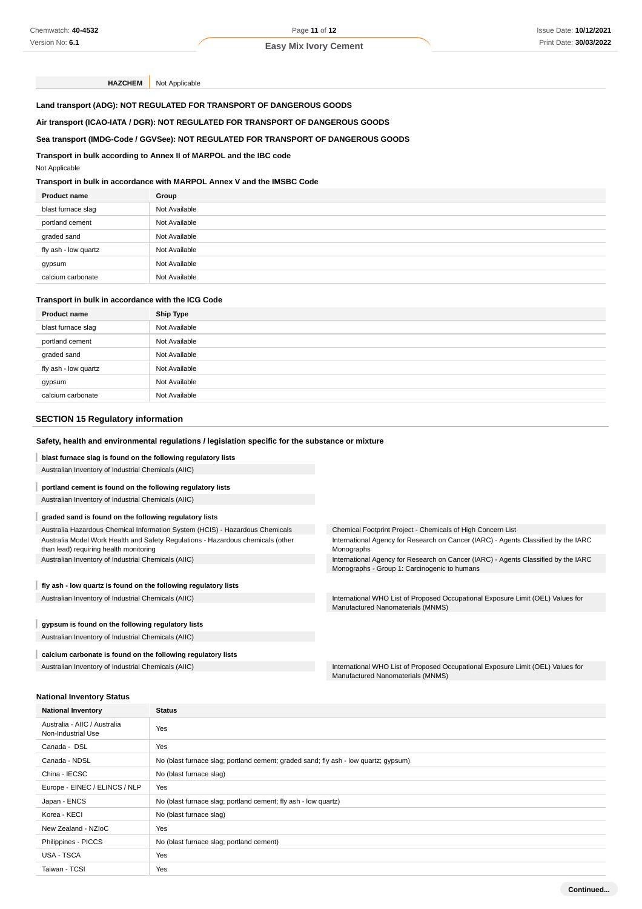| HAZCHEM | Not Applicable |
|---|---|

**Land transport (ADG): NOT REGULATED FOR TRANSPORT OF DANGEROUS GOODS**

**Air transport (ICAO-IATA / DGR): NOT REGULATED FOR TRANSPORT OF DANGEROUS GOODS**

**Sea transport (IMDG-Code / GGVSee): NOT REGULATED FOR TRANSPORT OF DANGEROUS GOODS**

**Transport in bulk according to Annex II of MARPOL and the IBC code**

Not Applicable

**Transport in bulk in accordance with MARPOL Annex V and the IMSBC Code**

| Product name | Group |
|---|---|
| blast furnace slag | Not Available |
| portland cement | Not Available |
| graded sand | Not Available |
| fly ash - low quartz | Not Available |
| gypsum | Not Available |
| calcium carbonate | Not Available |

**Transport in bulk in accordance with the ICG Code**

| Product name | Ship Type |
|---|---|
| blast furnace slag | Not Available |
| portland cement | Not Available |
| graded sand | Not Available |
| fly ash - low quartz | Not Available |
| gypsum | Not Available |
| calcium carbonate | Not Available |

## SECTION 15 Regulatory information

**Safety, health and environmental regulations / legislation specific for the substance or mixture**

**blast furnace slag is found on the following regulatory lists**

Australian Inventory of Industrial Chemicals (AIIC)

**portland cement is found on the following regulatory lists**

Australian Inventory of Industrial Chemicals (AIIC)

**graded sand is found on the following regulatory lists**

Australia Hazardous Chemical Information System (HCIS) - Hazardous Chemicals

Australia Model Work Health and Safety Regulations - Hazardous chemicals (other than lead) requiring health monitoring

Australian Inventory of Industrial Chemicals (AIIC)

Chemical Footprint Project - Chemicals of High Concern List

International Agency for Research on Cancer (IARC) - Agents Classified by the IARC Monographs

International Agency for Research on Cancer (IARC) - Agents Classified by the IARC Monographs - Group 1: Carcinogenic to humans

**fly ash - low quartz is found on the following regulatory lists**

Australian Inventory of Industrial Chemicals (AIIC)

International WHO List of Proposed Occupational Exposure Limit (OEL) Values for Manufactured Nanomaterials (MNMS)

**gypsum is found on the following regulatory lists**

Australian Inventory of Industrial Chemicals (AIIC)

**calcium carbonate is found on the following regulatory lists**

Australian Inventory of Industrial Chemicals (AIIC)

International WHO List of Proposed Occupational Exposure Limit (OEL) Values for Manufactured Nanomaterials (MNMS)

**National Inventory Status**

| National Inventory | Status |
|---|---|
| Australia - AIIC / Australia Non-Industrial Use | Yes |
| Canada - DSL | Yes |
| Canada - NDSL | No (blast furnace slag; portland cement; graded sand; fly ash - low quartz; gypsum) |
| China - IECSC | No (blast furnace slag) |
| Europe - EINEC / ELINCS / NLP | Yes |
| Japan - ENCS | No (blast furnace slag; portland cement; fly ash - low quartz) |
| Korea - KECI | No (blast furnace slag) |
| New Zealand - NZIoC | Yes |
| Philippines - PICCS | No (blast furnace slag; portland cement) |
| USA - TSCA | Yes |
| Taiwan - TCSI | Yes |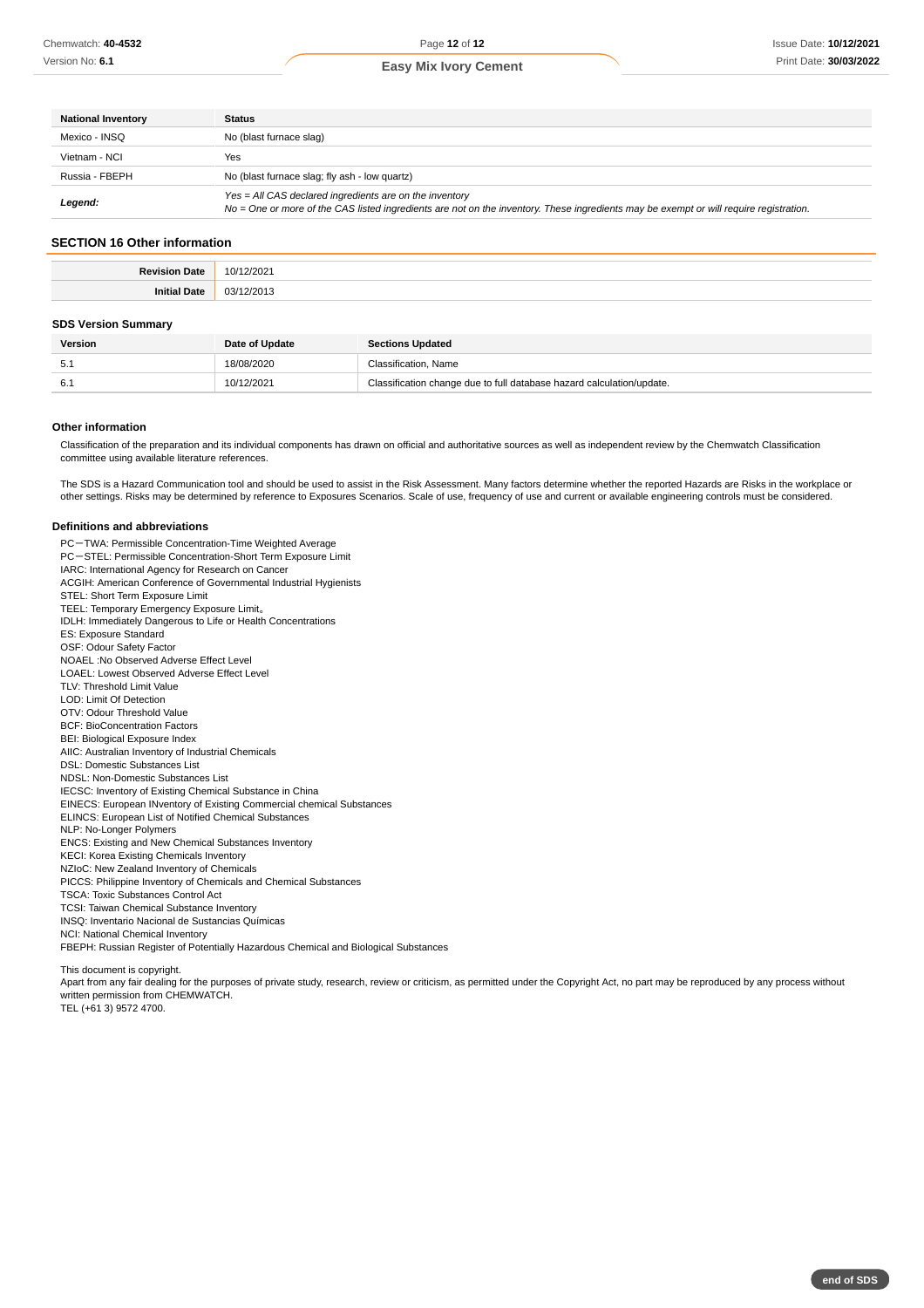| National Inventory | Status |
| --- | --- |
| Mexico - INSQ | No (blast furnace slag) |
| Vietnam - NCI | Yes |
| Russia - FBEPH | No (blast furnace slag; fly ash - low quartz) |
| ***Legend:*** | *Yes = All CAS declared ingredients are on the inventory*<br>*No = One or more of the CAS listed ingredients are not on the inventory. These ingredients may be exempt or will require registration.* |

## SECTION 16 Other information

| | |
| --- | --- |
| **Revision Date** | 10/12/2021 |
| **Initial Date** | 03/12/2013 |

### SDS Version Summary

| Version | Date of Update | Sections Updated |
| --- | --- | --- |
| 5.1 | 18/08/2020 | Classification, Name |
| 6.1 | 10/12/2021 | Classification change due to full database hazard calculation/update. |

### Other information

Classification of the preparation and its individual components has drawn on official and authoritative sources as well as independent review by the Chemwatch Classification committee using available literature references.

The SDS is a Hazard Communication tool and should be used to assist in the Risk Assessment. Many factors determine whether the reported Hazards are Risks in the workplace or other settings. Risks may be determined by reference to Exposures Scenarios. Scale of use, frequency of use and current or available engineering controls must be considered.

### Definitions and abbreviations

PC－TWA: Permissible Concentration-Time Weighted Average
PC－STEL: Permissible Concentration-Short Term Exposure Limit
IARC: International Agency for Research on Cancer
ACGIH: American Conference of Governmental Industrial Hygienists
STEL: Short Term Exposure Limit
TEEL: Temporary Emergency Exposure Limit。
IDLH: Immediately Dangerous to Life or Health Concentrations
ES: Exposure Standard
OSF: Odour Safety Factor
NOAEL :No Observed Adverse Effect Level
LOAEL: Lowest Observed Adverse Effect Level
TLV: Threshold Limit Value
LOD: Limit Of Detection
OTV: Odour Threshold Value
BCF: BioConcentration Factors
BEI: Biological Exposure Index
AIIC: Australian Inventory of Industrial Chemicals
DSL: Domestic Substances List
NDSL: Non-Domestic Substances List
IECSC: Inventory of Existing Chemical Substance in China
EINECS: European INventory of Existing Commercial chemical Substances
ELINCS: European List of Notified Chemical Substances
NLP: No-Longer Polymers
ENCS: Existing and New Chemical Substances Inventory
KECI: Korea Existing Chemicals Inventory
NZIoC: New Zealand Inventory of Chemicals
PICCS: Philippine Inventory of Chemicals and Chemical Substances
TSCA: Toxic Substances Control Act
TCSI: Taiwan Chemical Substance Inventory
INSQ: Inventario Nacional de Sustancias Químicas
NCI: National Chemical Inventory
FBEPH: Russian Register of Potentially Hazardous Chemical and Biological Substances

This document is copyright.
Apart from any fair dealing for the purposes of private study, research, review or criticism, as permitted under the Copyright Act, no part may be reproduced by any process without written permission from CHEMWATCH.
TEL (+61 3) 9572 4700.

end of SDS